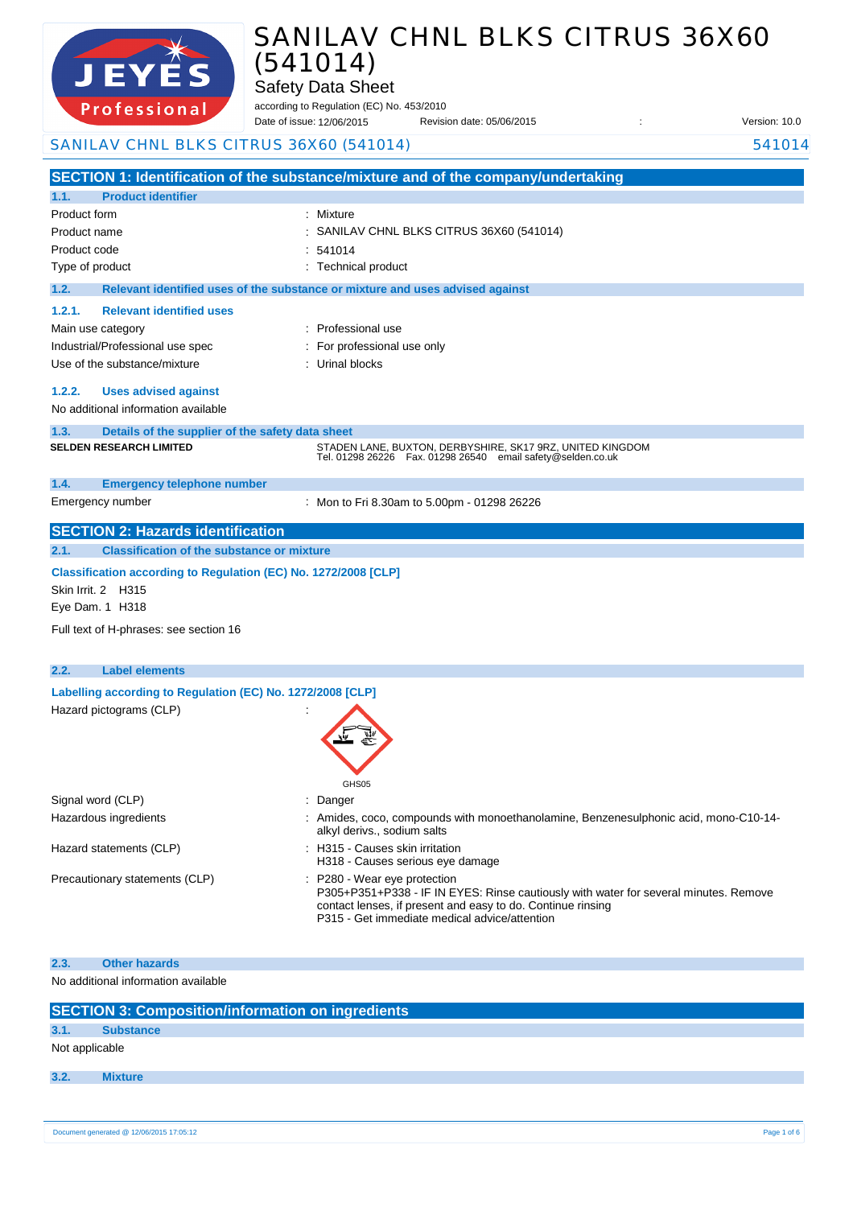# SANILAV CHNL BLKS CITRUS 36X60 (541014)

Safety Data Sheet

according to Regulation (EC) No. 453/2010

Date of issue: 12/06/2015 Revision date: 05/06/2015 : Version: 10.0

SANILAV CHNL BLKS CITRUS 36X60 (541014) 541014

## SECTION 1: Identification of the substance/mixture and of the company/undertaking

### 1.1. Product identifier

| | |
|---|---|
| Product form | : Mixture |
| Product name | : SANILAV CHNL BLKS CITRUS 36X60 (541014) |
| Product code | : 541014 |
| Type of product | : Technical product |

### 1.2. Relevant identified uses of the substance or mixture and uses advised against

#### 1.2.1. Relevant identified uses

| | |
|---|---|
| Main use category | : Professional use |
| Industrial/Professional use spec | : For professional use only |
| Use of the substance/mixture | : Urinal blocks |

#### 1.2.2. Uses advised against

No additional information available

### 1.3. Details of the supplier of the safety data sheet

**SELDEN RESEARCH LIMITED**

STADEN LANE, BUXTON, DERBYSHIRE, SK17 9RZ, UNITED KINGDOM
Tel. 01298 26226 Fax. 01298 26540 email safety@selden.co.uk

### 1.4. Emergency telephone number

| | |
|---|---|
| Emergency number | : Mon to Fri 8.30am to 5.00pm - 01298 26226 |

## SECTION 2: Hazards identification

### 2.1. Classification of the substance or mixture

**Classification according to Regulation (EC) No. 1272/2008 [CLP]**

Skin Irrit. 2 H315
Eye Dam. 1 H318

Full text of H-phrases: see section 16

### 2.2. Label elements

**Labelling according to Regulation (EC) No. 1272/2008 [CLP]**

Hazard pictograms (CLP) :

GHS05

| | |
|---|---|
| Signal word (CLP) | : Danger |
| Hazardous ingredients | : Amides, coco, compounds with monoethanolamine, Benzenesulphonic acid, mono-C10-14-alkyl derivs., sodium salts |
| Hazard statements (CLP) | : H315 - Causes skin irritation<br>H318 - Causes serious eye damage |
| Precautionary statements (CLP) | : P280 - Wear eye protection<br>P305+P351+P338 - IF IN EYES: Rinse cautiously with water for several minutes. Remove contact lenses, if present and easy to do. Continue rinsing<br>P315 - Get immediate medical advice/attention |

### 2.3. Other hazards

No additional information available

## SECTION 3: Composition/information on ingredients

### 3.1. Substance

Not applicable

### 3.2. Mixture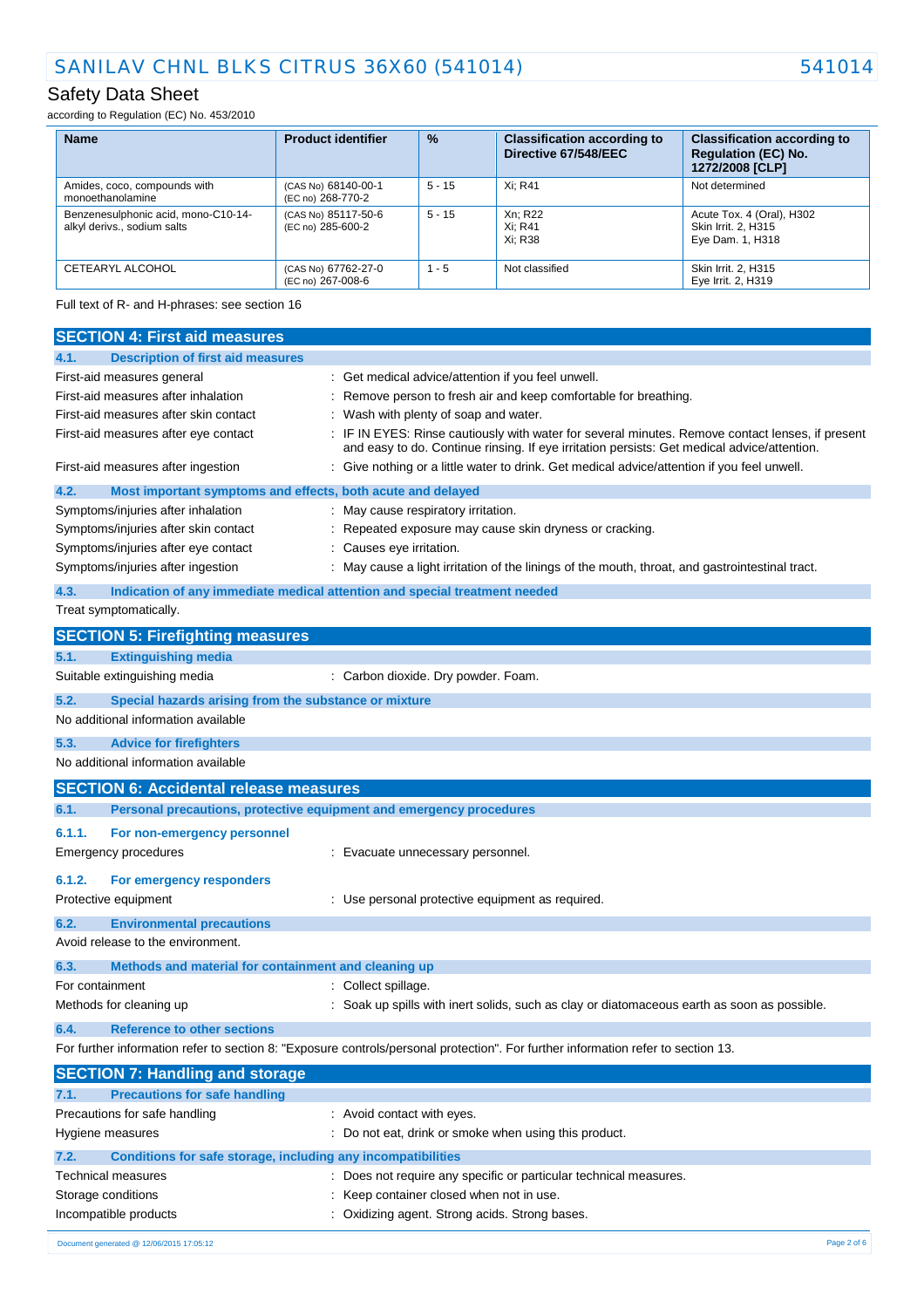| Name | Product identifier | % | Classification according to Directive 67/548/EEC | Classification according to Regulation (EC) No. 1272/2008 [CLP] |
|---|---|---|---|---|
| Amides, coco, compounds with monoethanolamine | (CAS No) 68140-00-1 (EC no) 268-770-2 | 5 - 15 | Xi; R41 | Not determined |
| Benzenesulphonic acid, mono-C10-14-alkyl derivs., sodium salts | (CAS No) 85117-50-6 (EC no) 285-600-2 | 5 - 15 | Xn; R22 Xi; R41 Xi; R38 | Acute Tox. 4 (Oral), H302 Skin Irrit. 2, H315 Eye Dam. 1, H318 |
| CETEARYL ALCOHOL | (CAS No) 67762-27-0 (EC no) 267-008-6 | 1 - 5 | Not classified | Skin Irrit. 2, H315 Eye Irrit. 2, H319 |

Full text of R- and H-phrases: see section 16

## SECTION 4: First aid measures

### 4.1. Description of first aid measures

First-aid measures general : Get medical advice/attention if you feel unwell.

First-aid measures after inhalation : Remove person to fresh air and keep comfortable for breathing.

First-aid measures after skin contact : Wash with plenty of soap and water.

First-aid measures after eye contact : IF IN EYES: Rinse cautiously with water for several minutes. Remove contact lenses, if present and easy to do. Continue rinsing. If eye irritation persists: Get medical advice/attention.

First-aid measures after ingestion : Give nothing or a little water to drink. Get medical advice/attention if you feel unwell.

### 4.2. Most important symptoms and effects, both acute and delayed

Symptoms/injuries after inhalation : May cause respiratory irritation.

Symptoms/injuries after skin contact : Repeated exposure may cause skin dryness or cracking.

Symptoms/injuries after eye contact : Causes eye irritation.

Symptoms/injuries after ingestion : May cause a light irritation of the linings of the mouth, throat, and gastrointestinal tract.

### 4.3. Indication of any immediate medical attention and special treatment needed

Treat symptomatically.

## SECTION 5: Firefighting measures

### 5.1. Extinguishing media

Suitable extinguishing media : Carbon dioxide. Dry powder. Foam.

### 5.2. Special hazards arising from the substance or mixture

No additional information available

### 5.3. Advice for firefighters

No additional information available

## SECTION 6: Accidental release measures

### 6.1. Personal precautions, protective equipment and emergency procedures

#### 6.1.1. For non-emergency personnel

Emergency procedures : Evacuate unnecessary personnel.

#### 6.1.2. For emergency responders

Protective equipment : Use personal protective equipment as required.

### 6.2. Environmental precautions

Avoid release to the environment.

### 6.3. Methods and material for containment and cleaning up

For containment : Collect spillage.

Methods for cleaning up : Soak up spills with inert solids, such as clay or diatomaceous earth as soon as possible.

### 6.4. Reference to other sections

For further information refer to section 8: "Exposure controls/personal protection". For further information refer to section 13.

## SECTION 7: Handling and storage

### 7.1. Precautions for safe handling

Precautions for safe handling : Avoid contact with eyes.

Hygiene measures : Do not eat, drink or smoke when using this product.

### 7.2. Conditions for safe storage, including any incompatibilities

Technical measures : Does not require any specific or particular technical measures.

Storage conditions : Keep container closed when not in use.

Incompatible products : Oxidizing agent. Strong acids. Strong bases.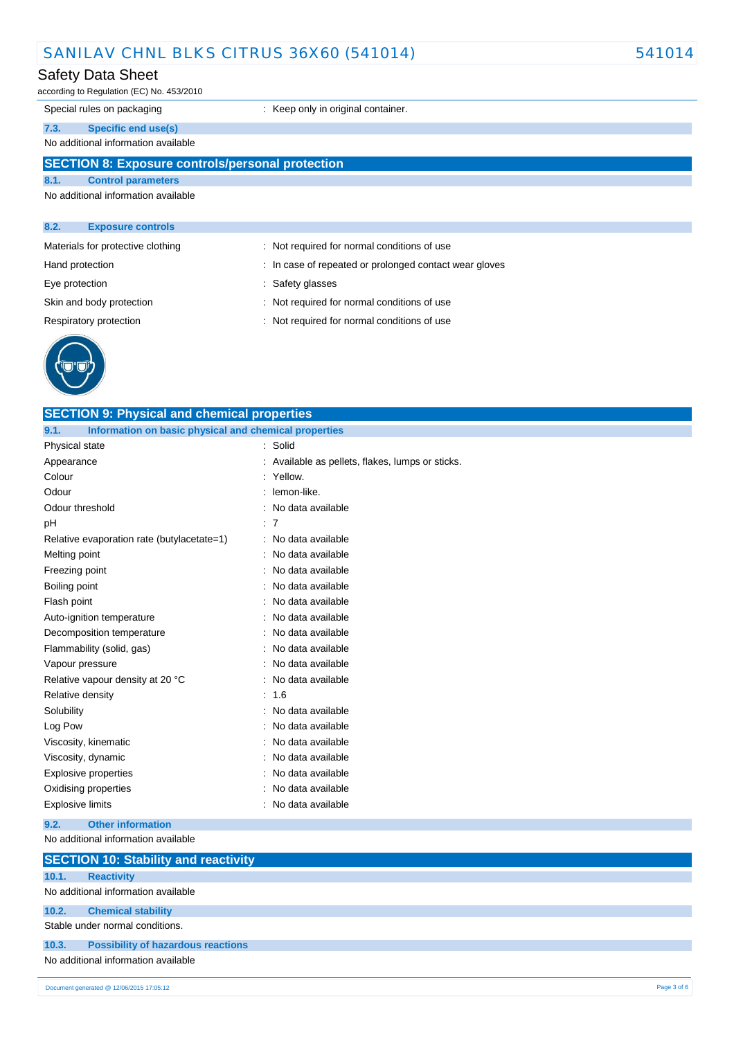| | |
|---|---|
| Special rules on packaging | : Keep only in original container. |

### 7.3. Specific end use(s)

No additional information available

## SECTION 8: Exposure controls/personal protection

### 8.1. Control parameters

No additional information available

### 8.2. Exposure controls

| | |
|---|---|
| Materials for protective clothing | : Not required for normal conditions of use |
| Hand protection | : In case of repeated or prolonged contact wear gloves |
| Eye protection | : Safety glasses |
| Skin and body protection | : Not required for normal conditions of use |
| Respiratory protection | : Not required for normal conditions of use |

## SECTION 9: Physical and chemical properties

### 9.1. Information on basic physical and chemical properties

| | |
|---|---|
| Physical state | : Solid |
| Appearance | : Available as pellets, flakes, lumps or sticks. |
| Colour | : Yellow. |
| Odour | : lemon-like. |
| Odour threshold | : No data available |
| pH | : 7 |
| Relative evaporation rate (butylacetate=1) | : No data available |
| Melting point | : No data available |
| Freezing point | : No data available |
| Boiling point | : No data available |
| Flash point | : No data available |
| Auto-ignition temperature | : No data available |
| Decomposition temperature | : No data available |
| Flammability (solid, gas) | : No data available |
| Vapour pressure | : No data available |
| Relative vapour density at 20 °C | : No data available |
| Relative density | : 1.6 |
| Solubility | : No data available |
| Log Pow | : No data available |
| Viscosity, kinematic | : No data available |
| Viscosity, dynamic | : No data available |
| Explosive properties | : No data available |
| Oxidising properties | : No data available |
| Explosive limits | : No data available |

### 9.2. Other information

No additional information available

## SECTION 10: Stability and reactivity

### 10.1. Reactivity

No additional information available

### 10.2. Chemical stability

Stable under normal conditions.

### 10.3. Possibility of hazardous reactions

No additional information available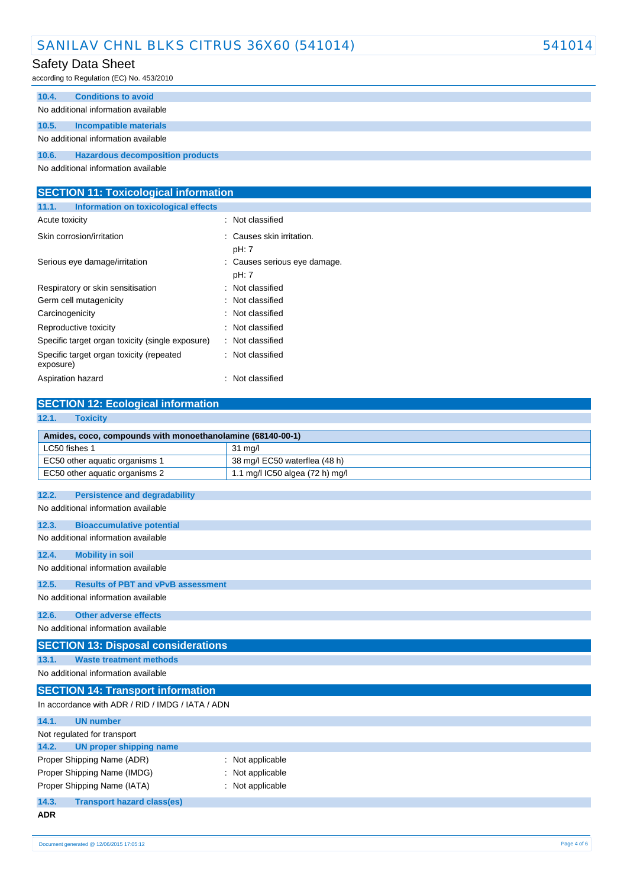### 10.4. Conditions to avoid

No additional information available

### 10.5. Incompatible materials

No additional information available

### 10.6. Hazardous decomposition products

No additional information available

## SECTION 11: Toxicological information

### 11.1. Information on toxicological effects

| | |
|---|---|
| Acute toxicity | : Not classified |
| Skin corrosion/irritation | : Causes skin irritation.<br>pH: 7 |
| Serious eye damage/irritation | : Causes serious eye damage.<br>pH: 7 |
| Respiratory or skin sensitisation | : Not classified |
| Germ cell mutagenicity | : Not classified |
| Carcinogenicity | : Not classified |
| Reproductive toxicity | : Not classified |
| Specific target organ toxicity (single exposure) | : Not classified |
| Specific target organ toxicity (repeated exposure) | : Not classified |
| Aspiration hazard | : Not classified |

## SECTION 12: Ecological information

### 12.1. Toxicity

| Amides, coco, compounds with monoethanolamine (68140-00-1) | |
|---|---|
| LC50 fishes 1 | 31 mg/l |
| EC50 other aquatic organisms 1 | 38 mg/l EC50 waterflea (48 h) |
| EC50 other aquatic organisms 2 | 1.1 mg/l IC50 algea (72 h) mg/l |

### 12.2. Persistence and degradability

No additional information available

### 12.3. Bioaccumulative potential

No additional information available

### 12.4. Mobility in soil

No additional information available

### 12.5. Results of PBT and vPvB assessment

No additional information available

### 12.6. Other adverse effects

No additional information available

## SECTION 13: Disposal considerations

### 13.1. Waste treatment methods

No additional information available

## SECTION 14: Transport information

In accordance with ADR / RID / IMDG / IATA / ADN

### 14.1. UN number

Not regulated for transport

### 14.2. UN proper shipping name

| | |
|---|---|
| Proper Shipping Name (ADR) | : Not applicable |
| Proper Shipping Name (IMDG) | : Not applicable |
| Proper Shipping Name (IATA) | : Not applicable |

### 14.3. Transport hazard class(es)

**ADR**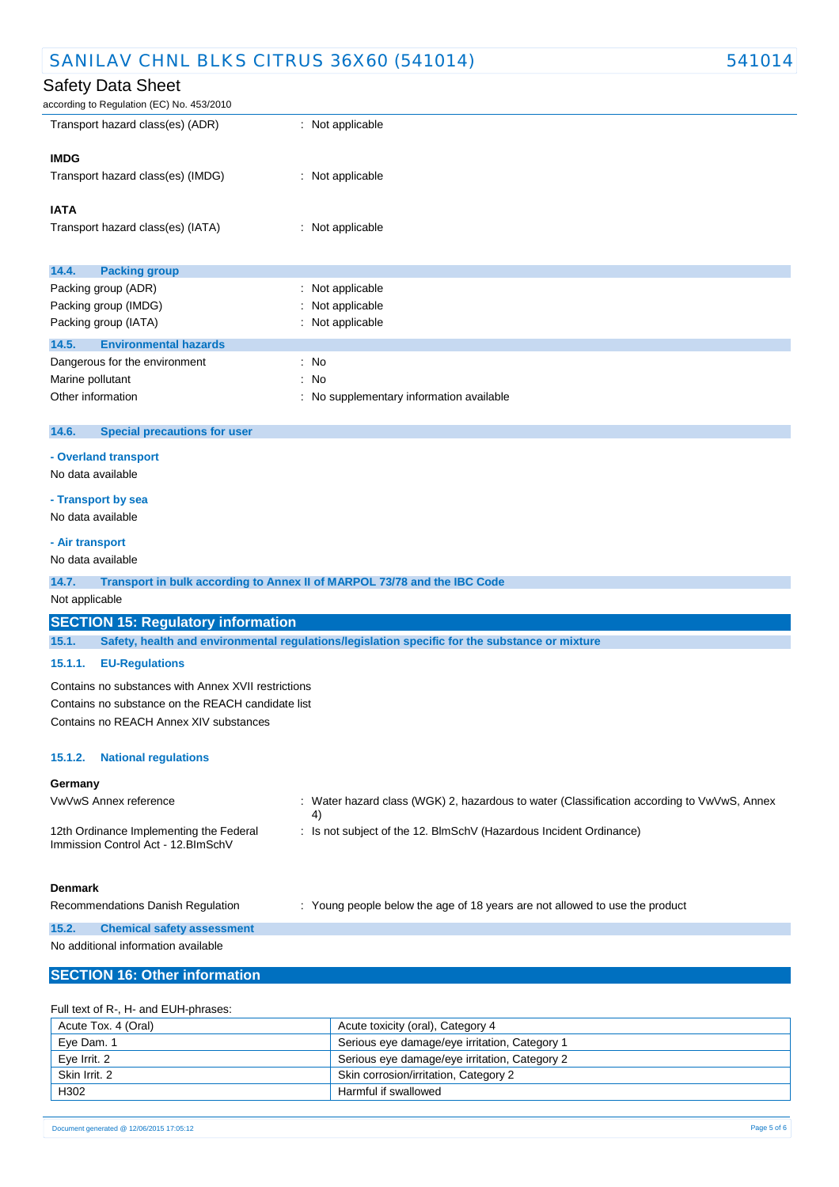Transport hazard class(es) (ADR) : Not applicable

**IMDG**

Transport hazard class(es) (IMDG) : Not applicable

**IATA**

Transport hazard class(es) (IATA) : Not applicable

### 14.4. Packing group

Packing group (ADR) : Not applicable
Packing group (IMDG) : Not applicable
Packing group (IATA) : Not applicable

### 14.5. Environmental hazards

Dangerous for the environment : No
Marine pollutant : No
Other information : No supplementary information available

### 14.6. Special precautions for user

**- Overland transport**

No data available

**- Transport by sea**

No data available

**- Air transport**

No data available

### 14.7. Transport in bulk according to Annex II of MARPOL 73/78 and the IBC Code

Not applicable

## SECTION 15: Regulatory information

### 15.1. Safety, health and environmental regulations/legislation specific for the substance or mixture

#### 15.1.1. EU-Regulations

Contains no substances with Annex XVII restrictions
Contains no substance on the REACH candidate list
Contains no REACH Annex XIV substances

#### 15.1.2. National regulations

**Germany**

VwVwS Annex reference : Water hazard class (WGK) 2, hazardous to water (Classification according to VwVwS, Annex 4)

12th Ordinance Implementing the Federal Immission Control Act - 12.BImSchV : Is not subject of the 12. BlmSchV (Hazardous Incident Ordinance)

**Denmark**

Recommendations Danish Regulation : Young people below the age of 18 years are not allowed to use the product

### 15.2. Chemical safety assessment

No additional information available

## SECTION 16: Other information

Full text of R-, H- and EUH-phrases:

| | |
|---|---|
| Acute Tox. 4 (Oral) | Acute toxicity (oral), Category 4 |
| Eye Dam. 1 | Serious eye damage/eye irritation, Category 1 |
| Eye Irrit. 2 | Serious eye damage/eye irritation, Category 2 |
| Skin Irrit. 2 | Skin corrosion/irritation, Category 2 |
| H302 | Harmful if swallowed |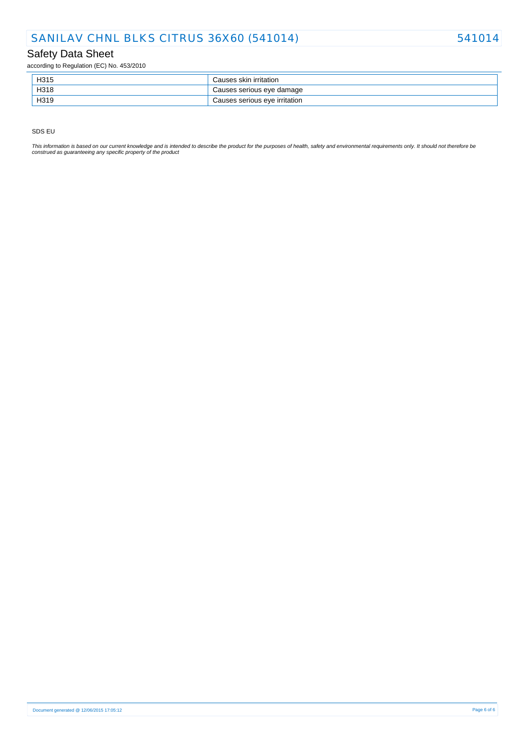| | |
|---|---|
| H315 | Causes skin irritation |
| H318 | Causes serious eye damage |
| H319 | Causes serious eye irritation |

SDS EU

*This information is based on our current knowledge and is intended to describe the product for the purposes of health, safety and environmental requirements only. It should not therefore be construed as guaranteeing any specific property of the product*